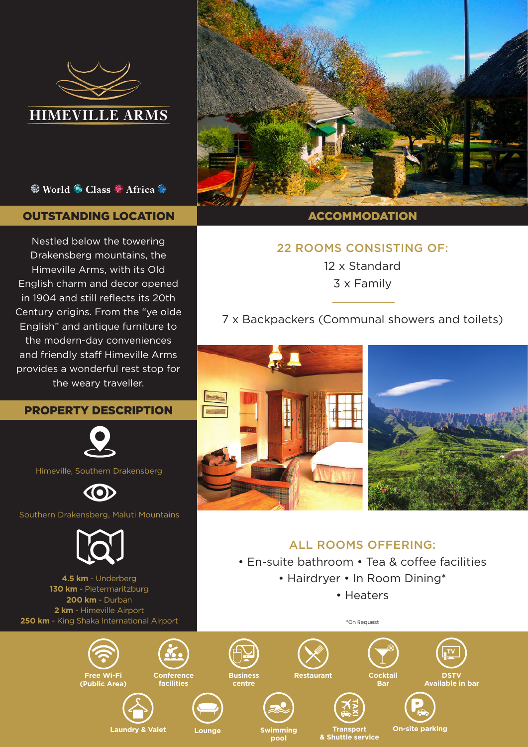# HIMEVILLE ARMS

World Class Africa

## OUTSTANDING LOCATION

Nestled below the towering Drakensberg mountains, the Himeville Arms, with its Old English charm and decor opened in 1904 and still reflects its 20th Century origins. From the "ye olde English" and antique furniture to the modern-day conveniences and friendly staff Himeville Arms provides a wonderful rest stop for the weary traveller.

## PROPERTY DESCRIPTION

Himeville, Southern Drakensberg

Southern Drakensberg, Maluti Mountains

**4.5 km** - Underberg
**130 km** - Pietermaritzburg
**200 km** - Durban
**2 km** - Himeville Airport
**250 km** - King Shaka International Airport

## ACCOMMODATION

### 22 ROOMS CONSISTING OF:

12 x Standard
3 x Family

7 x Backpackers (Communal showers and toilets)

### ALL ROOMS OFFERING:

- En-suite bathroom
- Tea & coffee facilities
- Hairdryer
- In Room Dining*
- Heaters

*On Request

- Free Wi-Fi (Public Area)
- Conference facilities
- Business centre
- Restaurant
- Cocktail Bar
- DSTV Available in bar
- Laundry & Valet
- Lounge
- Swimming pool
- Transport & Shuttle service
- On-site parking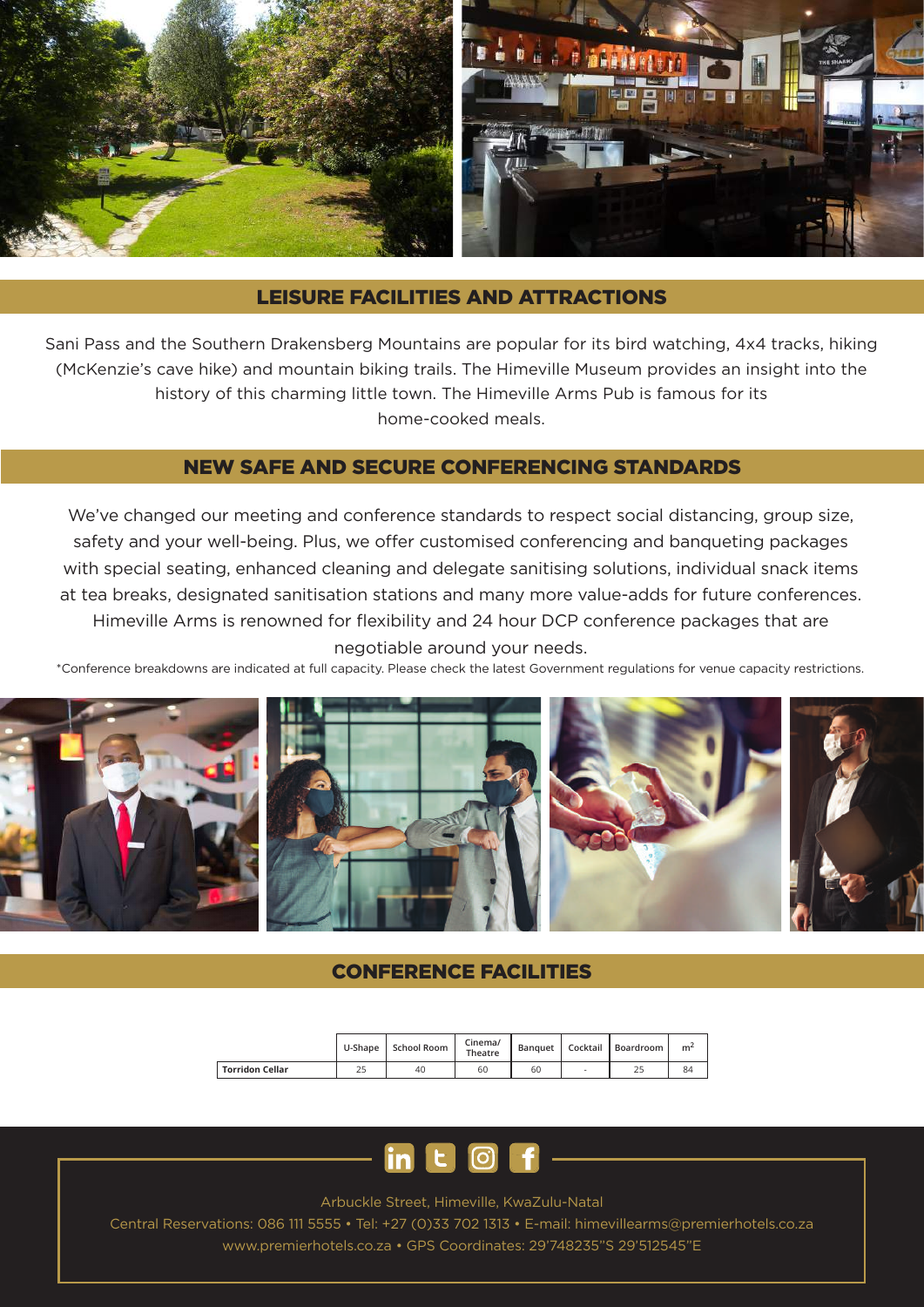## LEISURE FACILITIES AND ATTRACTIONS

Sani Pass and the Southern Drakensberg Mountains are popular for its bird watching, 4x4 tracks, hiking (McKenzie's cave hike) and mountain biking trails. The Himeville Museum provides an insight into the history of this charming little town. The Himeville Arms Pub is famous for its home-cooked meals.

## NEW SAFE AND SECURE CONFERENCING STANDARDS

We've changed our meeting and conference standards to respect social distancing, group size, safety and your well-being. Plus, we offer customised conferencing and banqueting packages with special seating, enhanced cleaning and delegate sanitising solutions, individual snack items at tea breaks, designated sanitisation stations and many more value-adds for future conferences. Himeville Arms is renowned for flexibility and 24 hour DCP conference packages that are negotiable around your needs.

*Conference breakdowns are indicated at full capacity. Please check the latest Government regulations for venue capacity restrictions.

## CONFERENCE FACILITIES

| | U-Shape | School Room | Cinema/ Theatre | Banquet | Cocktail | Boardroom | $m^2$ |
|---|---|---|---|---|---|---|---|
| **Torridon Cellar** | 25 | 40 | 60 | 60 | - | 25 | 84 |

Arbuckle Street, Himeville, KwaZulu-Natal

Central Reservations: 086 111 5555 • Tel: +27 (0)33 702 1313 • E-mail: himevillearms@premierhotels.co.za

www.premierhotels.co.za • GPS Coordinates: 29'748235"S 29'512545"E